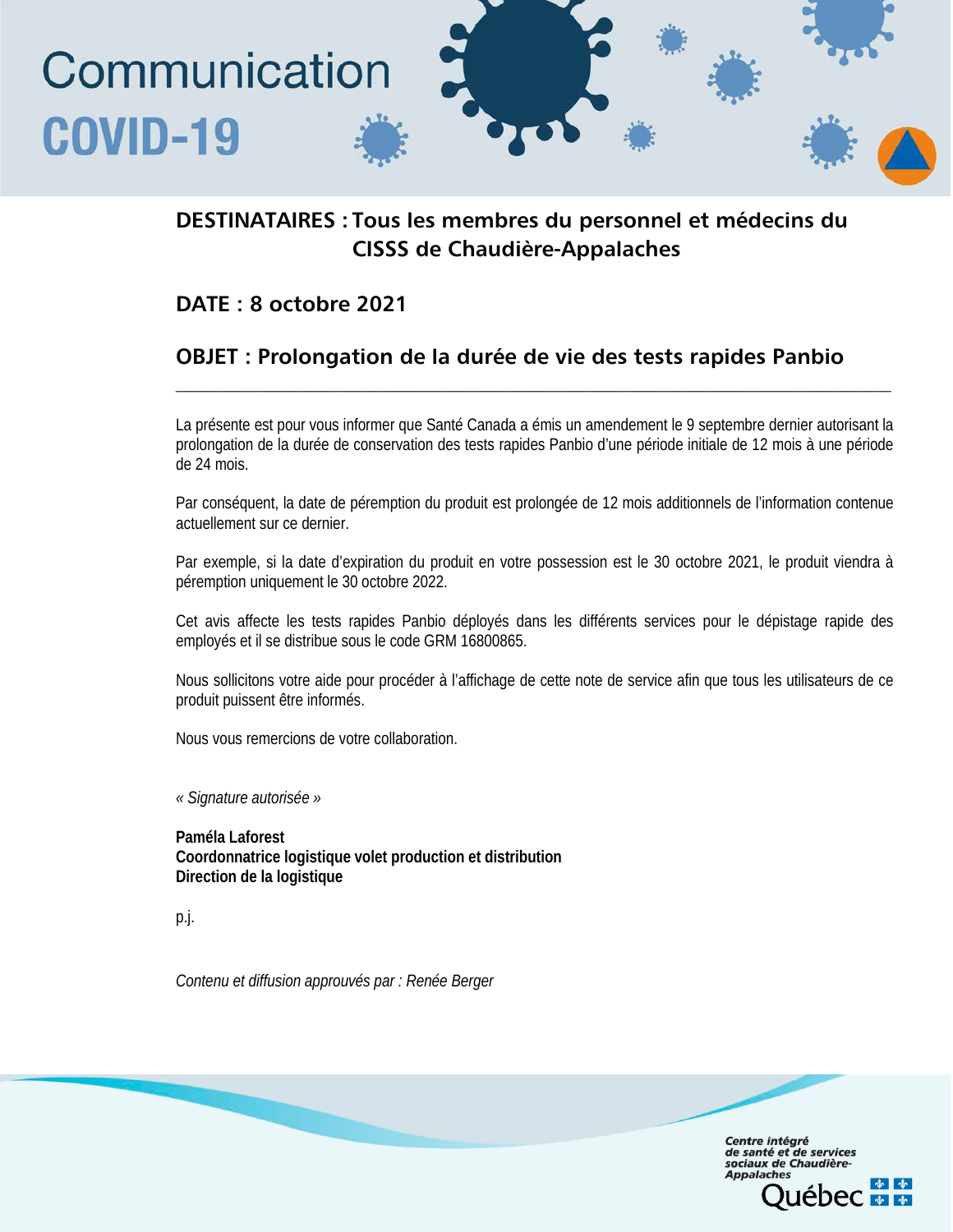# Communication COVID-19

**DESTINATAIRES : Tous les membres du personnel et médecins du CISSS de Chaudière-Appalaches**

**DATE : 8 octobre 2021**

**OBJET : Prolongation de la durée de vie des tests rapides Panbio**

---

La présente est pour vous informer que Santé Canada a émis un amendement le 9 septembre dernier autorisant la prolongation de la durée de conservation des tests rapides Panbio d'une période initiale de 12 mois à une période de 24 mois.

Par conséquent, la date de péremption du produit est prolongée de 12 mois additionnels de l'information contenue actuellement sur ce dernier.

Par exemple, si la date d'expiration du produit en votre possession est le 30 octobre 2021, le produit viendra à péremption uniquement le 30 octobre 2022.

Cet avis affecte les tests rapides Panbio déployés dans les différents services pour le dépistage rapide des employés et il se distribue sous le code GRM 16800865.

Nous sollicitons votre aide pour procéder à l'affichage de cette note de service afin que tous les utilisateurs de ce produit puissent être informés.

Nous vous remercions de votre collaboration.

*« Signature autorisée »*

**Paméla Laforest**
**Coordonnatrice logistique volet production et distribution**
**Direction de la logistique**

p.j.

*Contenu et diffusion approuvés par : Renée Berger*

Centre intégré de santé et de services sociaux de Chaudière-Appalaches
Québec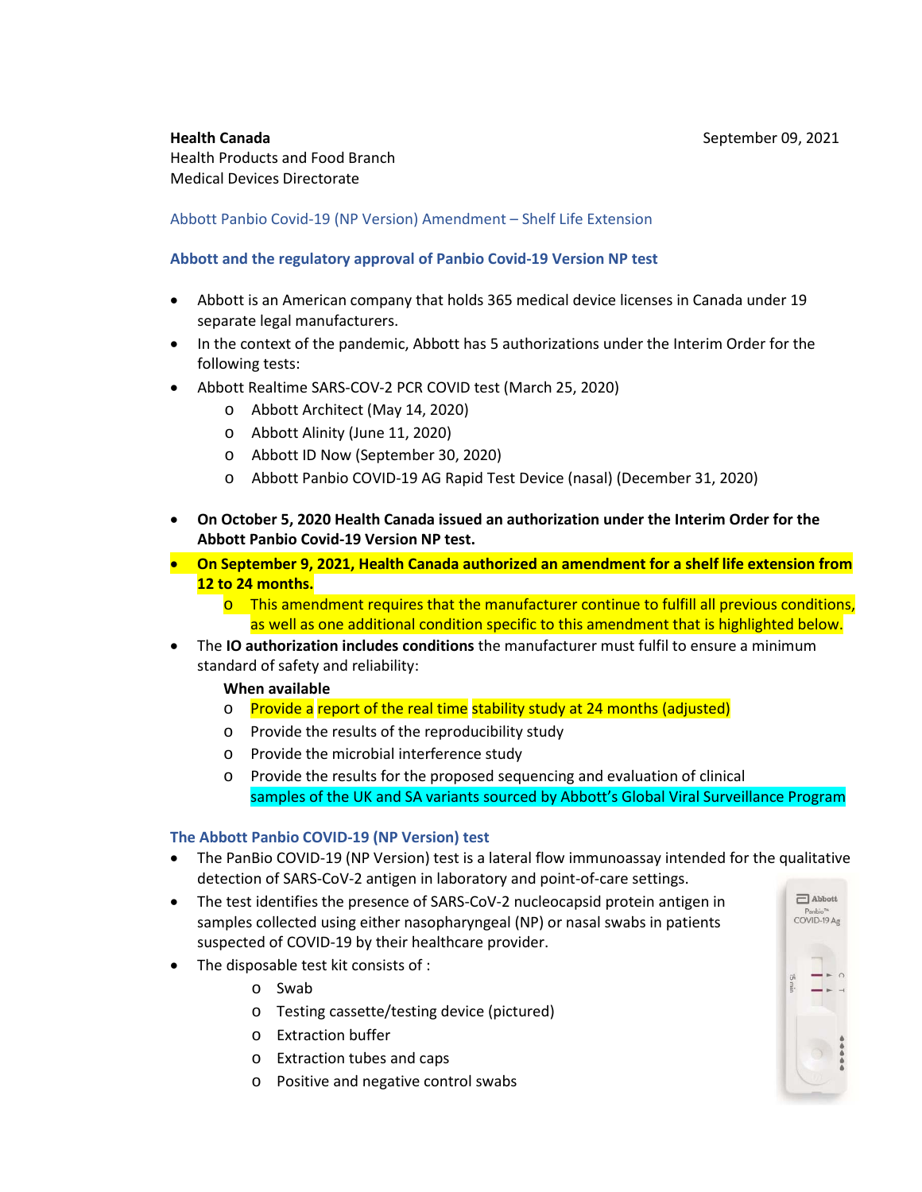**Health Canada**
Health Products and Food Branch
Medical Devices Directorate

September 09, 2021

Abbott Panbio Covid-19 (NP Version) Amendment – Shelf Life Extension

## Abbott and the regulatory approval of Panbio Covid-19 Version NP test

- Abbott is an American company that holds 365 medical device licenses in Canada under 19 separate legal manufacturers.
- In the context of the pandemic, Abbott has 5 authorizations under the Interim Order for the following tests:
- Abbott Realtime SARS-COV-2 PCR COVID test (March 25, 2020)
  - Abbott Architect (May 14, 2020)
  - Abbott Alinity (June 11, 2020)
  - Abbott ID Now (September 30, 2020)
  - Abbott Panbio COVID-19 AG Rapid Test Device (nasal) (December 31, 2020)

- **On October 5, 2020 Health Canada issued an authorization under the Interim Order for the Abbott Panbio Covid-19 Version NP test.**
- **On September 9, 2021, Health Canada authorized an amendment for a shelf life extension from 12 to 24 months.**
  - This amendment requires that the manufacturer continue to fulfill all previous conditions, as well as one additional condition specific to this amendment that is highlighted below.
- The **IO authorization includes conditions** the manufacturer must fulfil to ensure a minimum standard of safety and reliability:

  **When available**
  - Provide a report of the real time stability study at 24 months (adjusted)
  - Provide the results of the reproducibility study
  - Provide the microbial interference study
  - Provide the results for the proposed sequencing and evaluation of clinical samples of the UK and SA variants sourced by Abbott's Global Viral Surveillance Program

## The Abbott Panbio COVID-19 (NP Version) test

- The PanBio COVID-19 (NP Version) test is a lateral flow immunoassay intended for the qualitative detection of SARS-CoV-2 antigen in laboratory and point-of-care settings.
- The test identifies the presence of SARS-CoV-2 nucleocapsid protein antigen in samples collected using either nasopharyngeal (NP) or nasal swabs in patients suspected of COVID-19 by their healthcare provider.
- The disposable test kit consists of :
  - Swab
  - Testing cassette/testing device (pictured)
  - Extraction buffer
  - Extraction tubes and caps
  - Positive and negative control swabs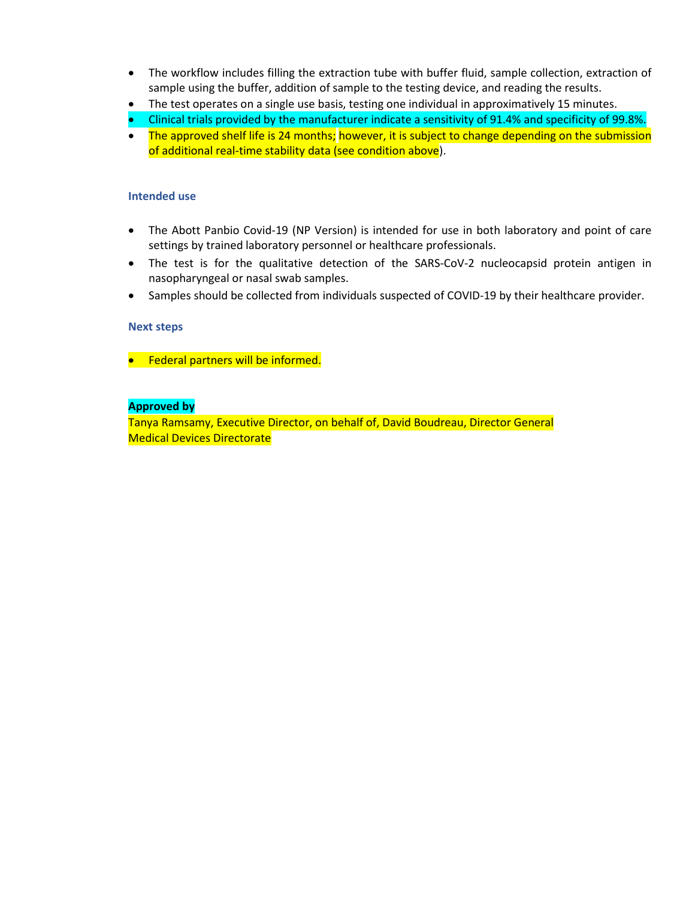- The workflow includes filling the extraction tube with buffer fluid, sample collection, extraction of sample using the buffer, addition of sample to the testing device, and reading the results.
- The test operates on a single use basis, testing one individual in approximatively 15 minutes.
- Clinical trials provided by the manufacturer indicate a sensitivity of 91.4% and specificity of 99.8%.
- The approved shelf life is 24 months; however, it is subject to change depending on the submission of additional real-time stability data (see condition above).

### Intended use

- The Abott Panbio Covid-19 (NP Version) is intended for use in both laboratory and point of care settings by trained laboratory personnel or healthcare professionals.
- The test is for the qualitative detection of the SARS-CoV-2 nucleocapsid protein antigen in nasopharyngeal or nasal swab samples.
- Samples should be collected from individuals suspected of COVID-19 by their healthcare provider.

### Next steps

- Federal partners will be informed.

**Approved by**
Tanya Ramsamy, Executive Director, on behalf of, David Boudreau, Director General
Medical Devices Directorate